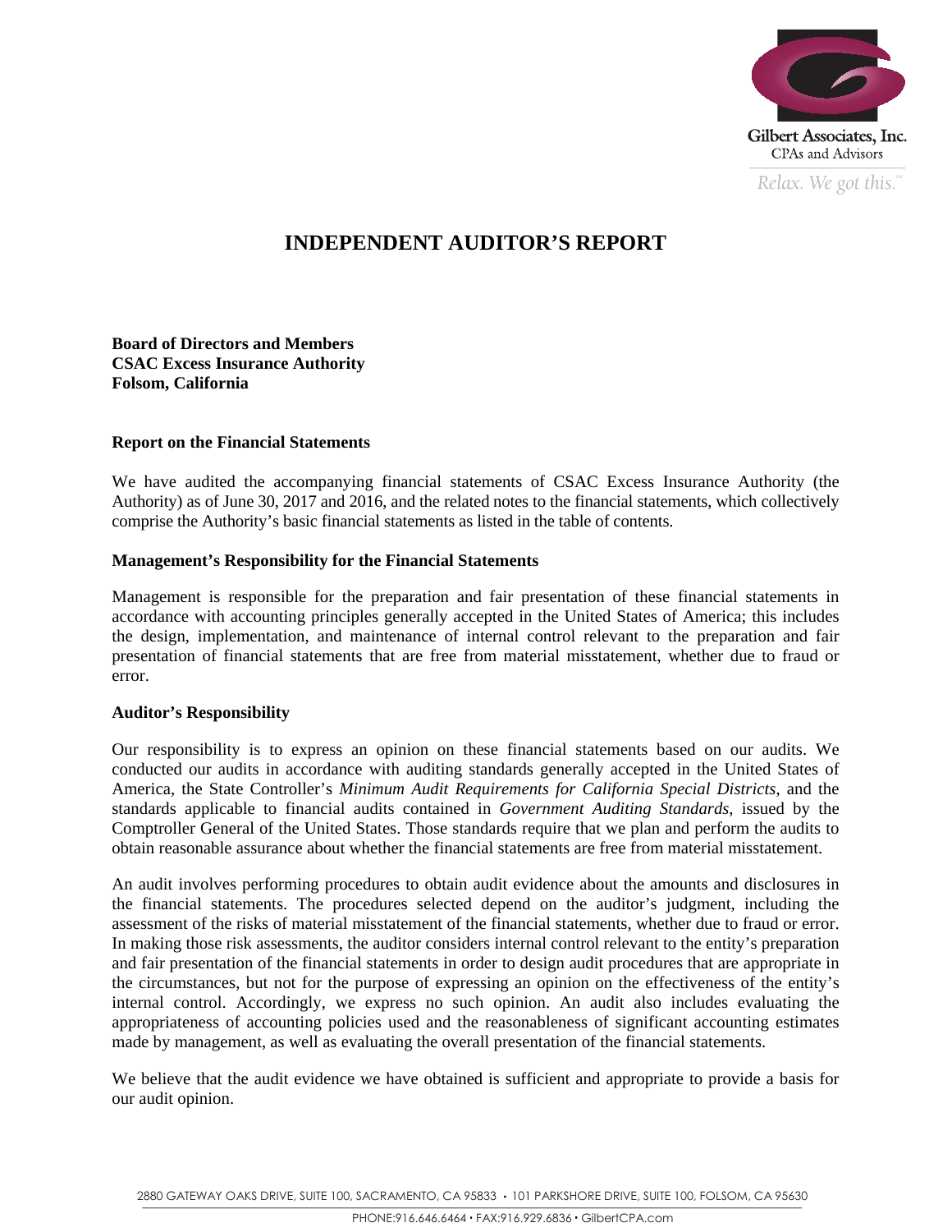Gilbert Associates, Inc.
CPAs and Advisors
*Relax. We got this.*℠

# INDEPENDENT AUDITOR'S REPORT

**Board of Directors and Members**
**CSAC Excess Insurance Authority**
**Folsom, California**

## Report on the Financial Statements

We have audited the accompanying financial statements of CSAC Excess Insurance Authority (the Authority) as of June 30, 2017 and 2016, and the related notes to the financial statements, which collectively comprise the Authority's basic financial statements as listed in the table of contents.

## Management's Responsibility for the Financial Statements

Management is responsible for the preparation and fair presentation of these financial statements in accordance with accounting principles generally accepted in the United States of America; this includes the design, implementation, and maintenance of internal control relevant to the preparation and fair presentation of financial statements that are free from material misstatement, whether due to fraud or error.

## Auditor's Responsibility

Our responsibility is to express an opinion on these financial statements based on our audits. We conducted our audits in accordance with auditing standards generally accepted in the United States of America, the State Controller's *Minimum Audit Requirements for California Special Districts*, and the standards applicable to financial audits contained in *Government Auditing Standards*, issued by the Comptroller General of the United States. Those standards require that we plan and perform the audits to obtain reasonable assurance about whether the financial statements are free from material misstatement.

An audit involves performing procedures to obtain audit evidence about the amounts and disclosures in the financial statements. The procedures selected depend on the auditor's judgment, including the assessment of the risks of material misstatement of the financial statements, whether due to fraud or error. In making those risk assessments, the auditor considers internal control relevant to the entity's preparation and fair presentation of the financial statements in order to design audit procedures that are appropriate in the circumstances, but not for the purpose of expressing an opinion on the effectiveness of the entity's internal control. Accordingly, we express no such opinion. An audit also includes evaluating the appropriateness of accounting policies used and the reasonableness of significant accounting estimates made by management, as well as evaluating the overall presentation of the financial statements.

We believe that the audit evidence we have obtained is sufficient and appropriate to provide a basis for our audit opinion.

2880 GATEWAY OAKS DRIVE, SUITE 100, SACRAMENTO, CA 95833 • 101 PARKSHORE DRIVE, SUITE 100, FOLSOM, CA 95630
PHONE:916.646.6464 • FAX:916.929.6836 • GilbertCPA.com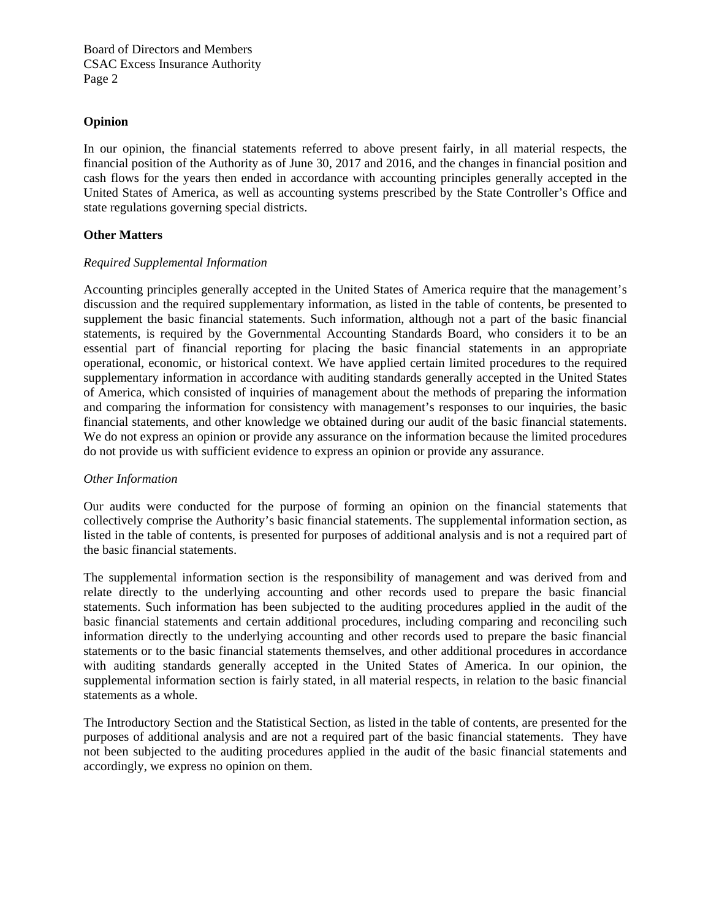**Opinion**

In our opinion, the financial statements referred to above present fairly, in all material respects, the financial position of the Authority as of June 30, 2017 and 2016, and the changes in financial position and cash flows for the years then ended in accordance with accounting principles generally accepted in the United States of America, as well as accounting systems prescribed by the State Controller's Office and state regulations governing special districts.

**Other Matters**

*Required Supplemental Information*

Accounting principles generally accepted in the United States of America require that the management's discussion and the required supplementary information, as listed in the table of contents, be presented to supplement the basic financial statements. Such information, although not a part of the basic financial statements, is required by the Governmental Accounting Standards Board, who considers it to be an essential part of financial reporting for placing the basic financial statements in an appropriate operational, economic, or historical context. We have applied certain limited procedures to the required supplementary information in accordance with auditing standards generally accepted in the United States of America, which consisted of inquiries of management about the methods of preparing the information and comparing the information for consistency with management's responses to our inquiries, the basic financial statements, and other knowledge we obtained during our audit of the basic financial statements. We do not express an opinion or provide any assurance on the information because the limited procedures do not provide us with sufficient evidence to express an opinion or provide any assurance.

*Other Information*

Our audits were conducted for the purpose of forming an opinion on the financial statements that collectively comprise the Authority's basic financial statements. The supplemental information section, as listed in the table of contents, is presented for purposes of additional analysis and is not a required part of the basic financial statements.

The supplemental information section is the responsibility of management and was derived from and relate directly to the underlying accounting and other records used to prepare the basic financial statements. Such information has been subjected to the auditing procedures applied in the audit of the basic financial statements and certain additional procedures, including comparing and reconciling such information directly to the underlying accounting and other records used to prepare the basic financial statements or to the basic financial statements themselves, and other additional procedures in accordance with auditing standards generally accepted in the United States of America. In our opinion, the supplemental information section is fairly stated, in all material respects, in relation to the basic financial statements as a whole.

The Introductory Section and the Statistical Section, as listed in the table of contents, are presented for the purposes of additional analysis and are not a required part of the basic financial statements. They have not been subjected to the auditing procedures applied in the audit of the basic financial statements and accordingly, we express no opinion on them.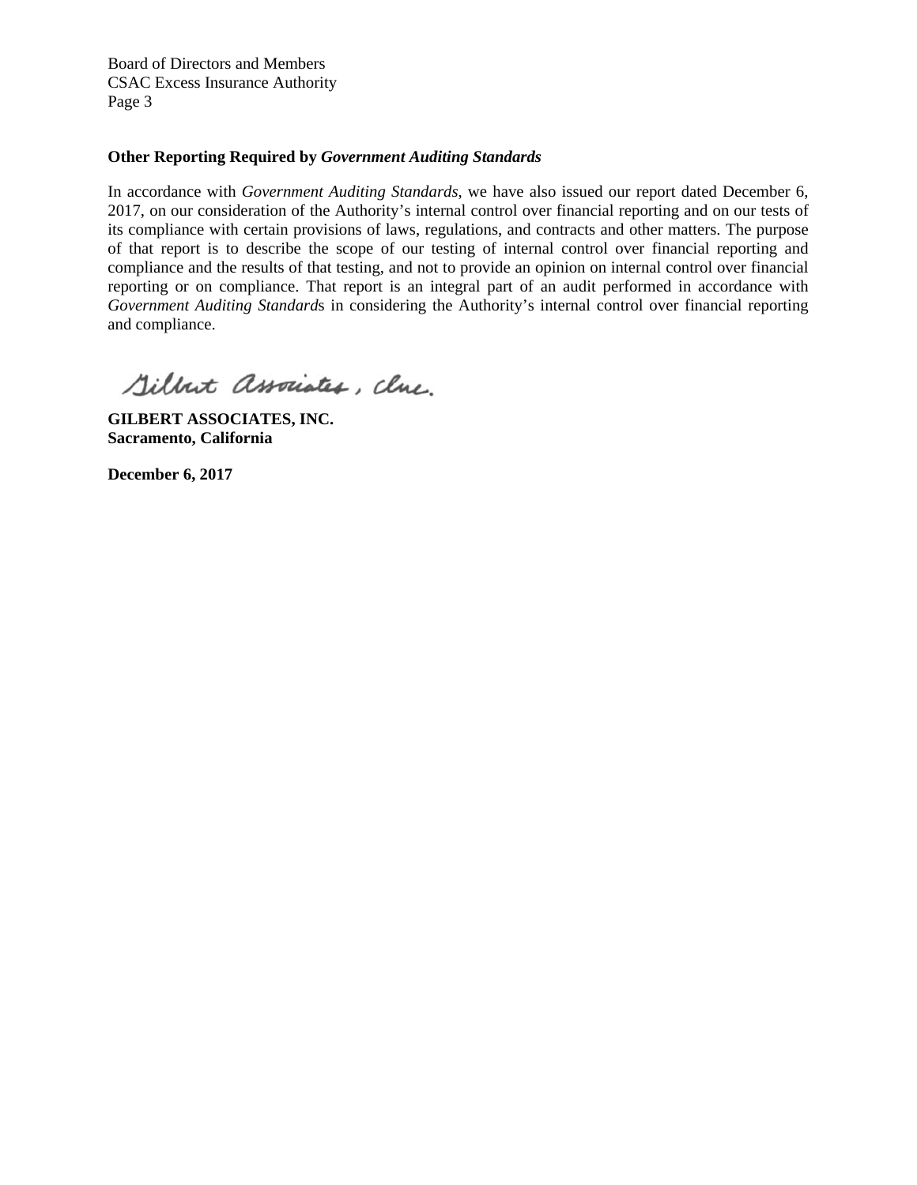Board of Directors and Members
CSAC Excess Insurance Authority

**Other Reporting Required by *Government Auditing Standards***

In accordance with *Government Auditing Standards*, we have also issued our report dated December 6, 2017, on our consideration of the Authority's internal control over financial reporting and on our tests of its compliance with certain provisions of laws, regulations, and contracts and other matters. The purpose of that report is to describe the scope of our testing of internal control over financial reporting and compliance and the results of that testing, and not to provide an opinion on internal control over financial reporting or on compliance. That report is an integral part of an audit performed in accordance with *Government Auditing Standard*s in considering the Authority's internal control over financial reporting and compliance.

Gilbert Associates, Inc.

**GILBERT ASSOCIATES, INC.**
**Sacramento, California**

**December 6, 2017**